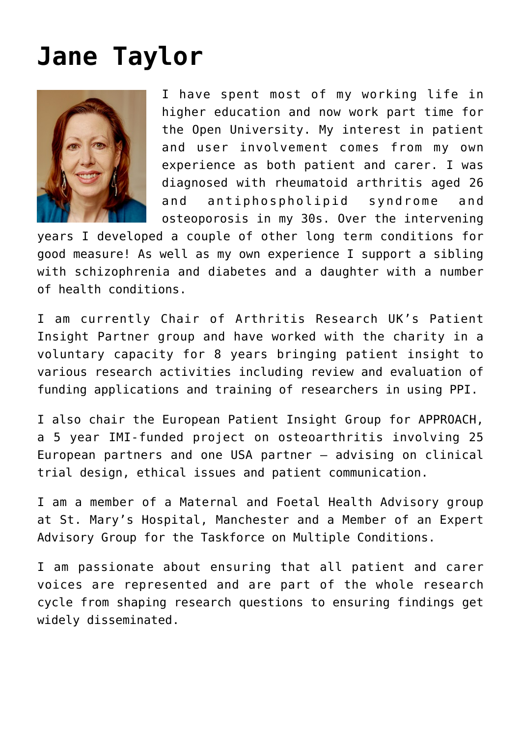# Jane Taylor

I have spent most of my working life in higher education and now work part time for the Open University. My interest in patient and user involvement comes from my own experience as both patient and carer. I was diagnosed with rheumatoid arthritis aged 26 and antiphospholipid syndrome and osteoporosis in my 30s. Over the intervening years I developed a couple of other long term conditions for good measure! As well as my own experience I support a sibling with schizophrenia and diabetes and a daughter with a number of health conditions.

I am currently Chair of Arthritis Research UK's Patient Insight Partner group and have worked with the charity in a voluntary capacity for 8 years bringing patient insight to various research activities including review and evaluation of funding applications and training of researchers in using PPI.

I also chair the European Patient Insight Group for APPROACH, a 5 year IMI-funded project on osteoarthritis involving 25 European partners and one USA partner – advising on clinical trial design, ethical issues and patient communication.

I am a member of a Maternal and Foetal Health Advisory group at St. Mary's Hospital, Manchester and a Member of an Expert Advisory Group for the Taskforce on Multiple Conditions.

I am passionate about ensuring that all patient and carer voices are represented and are part of the whole research cycle from shaping research questions to ensuring findings get widely disseminated.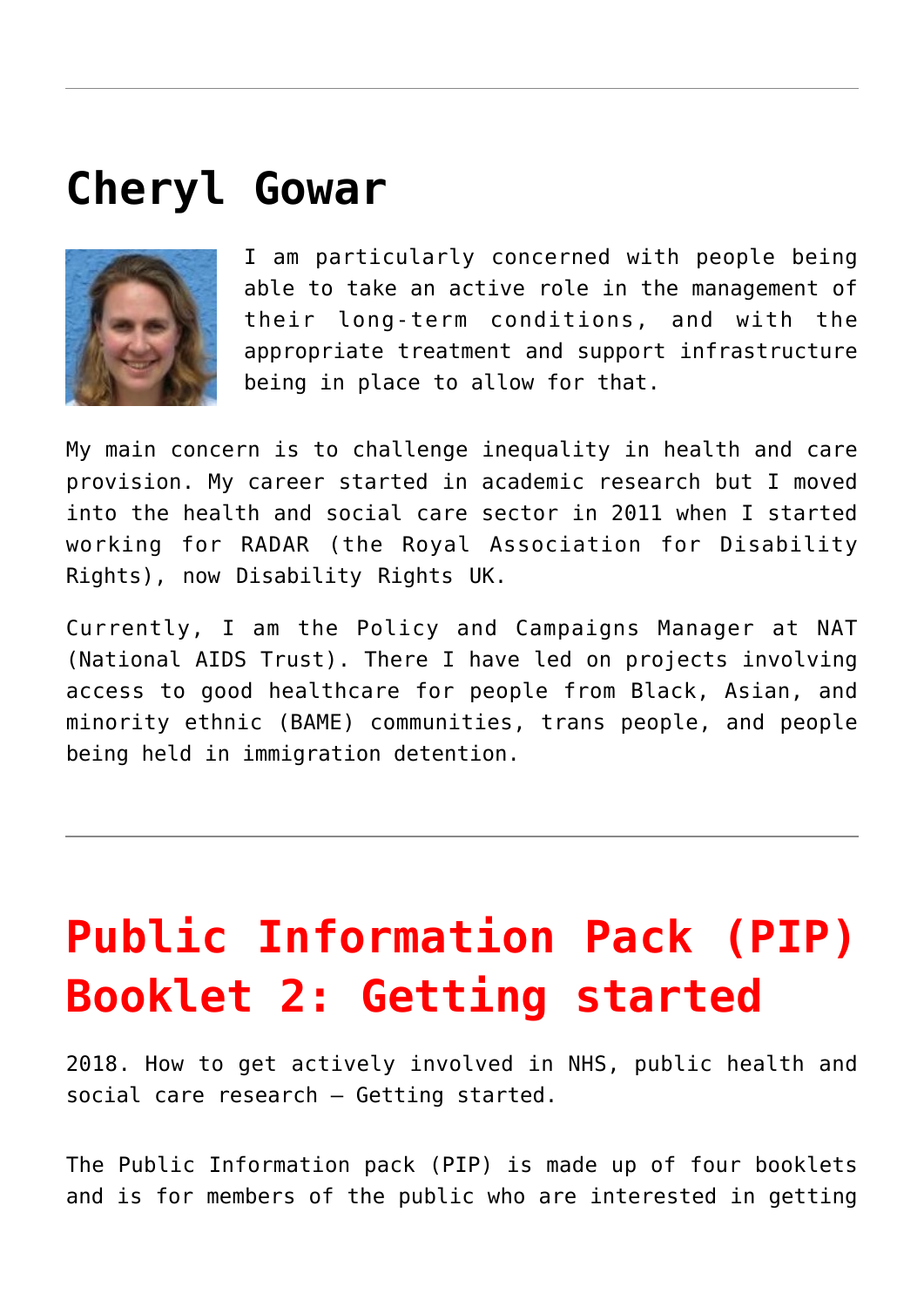---

# Cheryl Gowar

I am particularly concerned with people being able to take an active role in the management of their long-term conditions, and with the appropriate treatment and support infrastructure being in place to allow for that.

My main concern is to challenge inequality in health and care provision. My career started in academic research but I moved into the health and social care sector in 2011 when I started working for RADAR (the Royal Association for Disability Rights), now Disability Rights UK.

Currently, I am the Policy and Campaigns Manager at NAT (National AIDS Trust). There I have led on projects involving access to good healthcare for people from Black, Asian, and minority ethnic (BAME) communities, trans people, and people being held in immigration detention.

---

# Public Information Pack (PIP) Booklet 2: Getting started

2018. How to get actively involved in NHS, public health and social care research – Getting started.

The Public Information pack (PIP) is made up of four booklets and is for members of the public who are interested in getting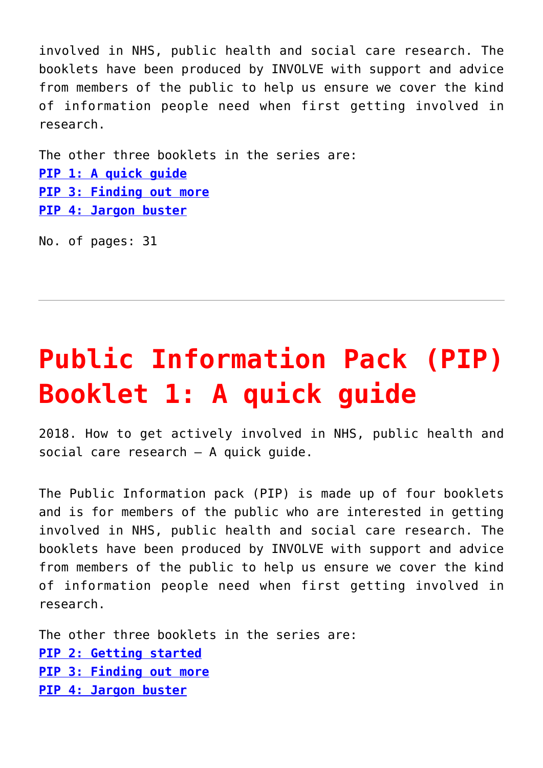involved in NHS, public health and social care research. The booklets have been produced by INVOLVE with support and advice from members of the public to help us ensure we cover the kind of information people need when first getting involved in research.

The other three booklets in the series are:
**PIP 1: A quick guide**
**PIP 3: Finding out more**
**PIP 4: Jargon buster**

No. of pages: 31

---

# Public Information Pack (PIP) Booklet 1: A quick guide

2018. How to get actively involved in NHS, public health and social care research – A quick guide.

The Public Information pack (PIP) is made up of four booklets and is for members of the public who are interested in getting involved in NHS, public health and social care research. The booklets have been produced by INVOLVE with support and advice from members of the public to help us ensure we cover the kind of information people need when first getting involved in research.

The other three booklets in the series are:
**PIP 2: Getting started**
**PIP 3: Finding out more**
**PIP 4: Jargon buster**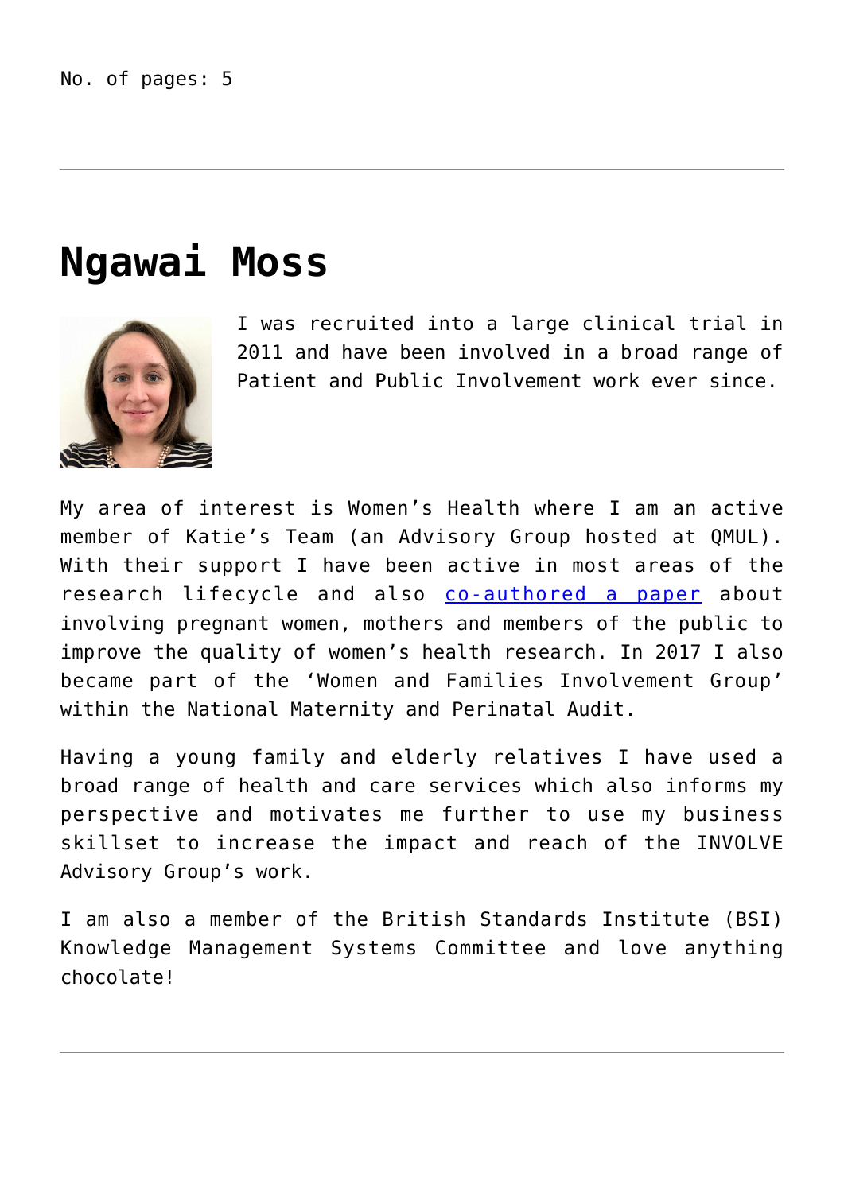No. of pages: 5

---

# Ngawai Moss

I was recruited into a large clinical trial in 2011 and have been involved in a broad range of Patient and Public Involvement work ever since.

My area of interest is Women's Health where I am an active member of Katie's Team (an Advisory Group hosted at QMUL). With their support I have been active in most areas of the research lifecycle and also co-authored a paper about involving pregnant women, mothers and members of the public to improve the quality of women's health research. In 2017 I also became part of the 'Women and Families Involvement Group' within the National Maternity and Perinatal Audit.

Having a young family and elderly relatives I have used a broad range of health and care services which also informs my perspective and motivates me further to use my business skillset to increase the impact and reach of the INVOLVE Advisory Group's work.

I am also a member of the British Standards Institute (BSI) Knowledge Management Systems Committee and love anything chocolate!

---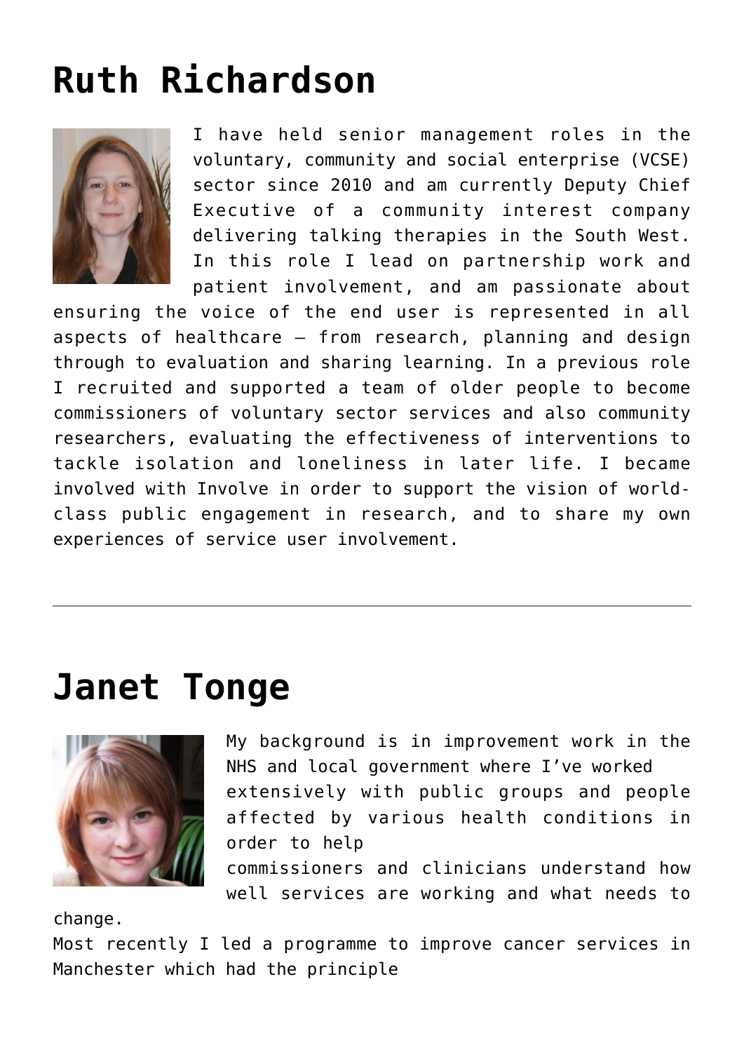# Ruth Richardson

I have held senior management roles in the voluntary, community and social enterprise (VCSE) sector since 2010 and am currently Deputy Chief Executive of a community interest company delivering talking therapies in the South West. In this role I lead on partnership work and patient involvement, and am passionate about ensuring the voice of the end user is represented in all aspects of healthcare – from research, planning and design through to evaluation and sharing learning. In a previous role I recruited and supported a team of older people to become commissioners of voluntary sector services and also community researchers, evaluating the effectiveness of interventions to tackle isolation and loneliness in later life. I became involved with Involve in order to support the vision of world-class public engagement in research, and to share my own experiences of service user involvement.

---

# Janet Tonge

My background is in improvement work in the NHS and local government where I've worked extensively with public groups and people affected by various health conditions in order to help commissioners and clinicians understand how well services are working and what needs to change.

Most recently I led a programme to improve cancer services in Manchester which had the principle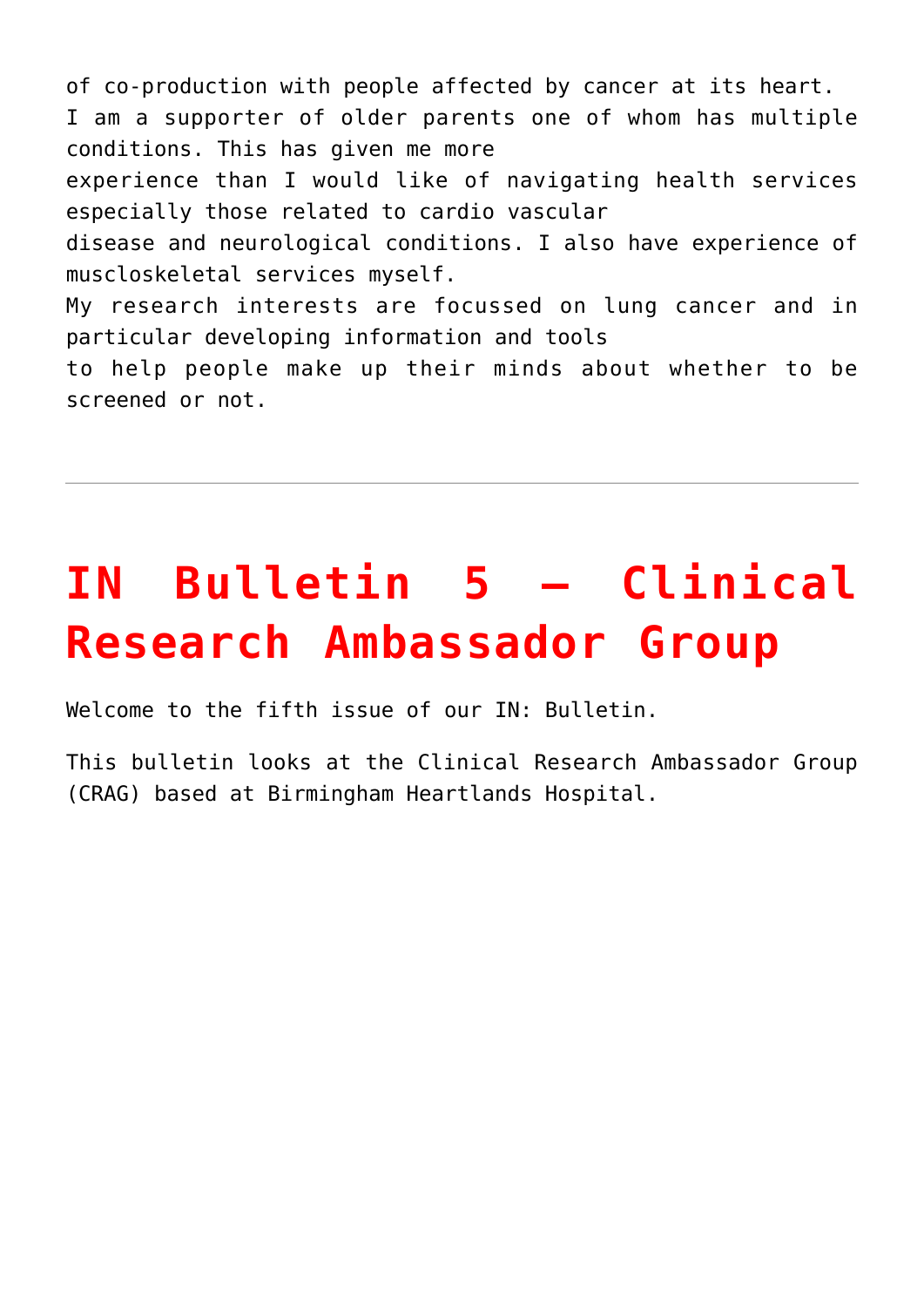of co-production with people affected by cancer at its heart.
I am a supporter of older parents one of whom has multiple conditions. This has given me more experience than I would like of navigating health services especially those related to cardio vascular disease and neurological conditions. I also have experience of muscloskeletal services myself.
My research interests are focussed on lung cancer and in particular developing information and tools to help people make up their minds about whether to be screened or not.

---

# IN Bulletin 5 – Clinical Research Ambassador Group

Welcome to the fifth issue of our IN: Bulletin.

This bulletin looks at the Clinical Research Ambassador Group (CRAG) based at Birmingham Heartlands Hospital.